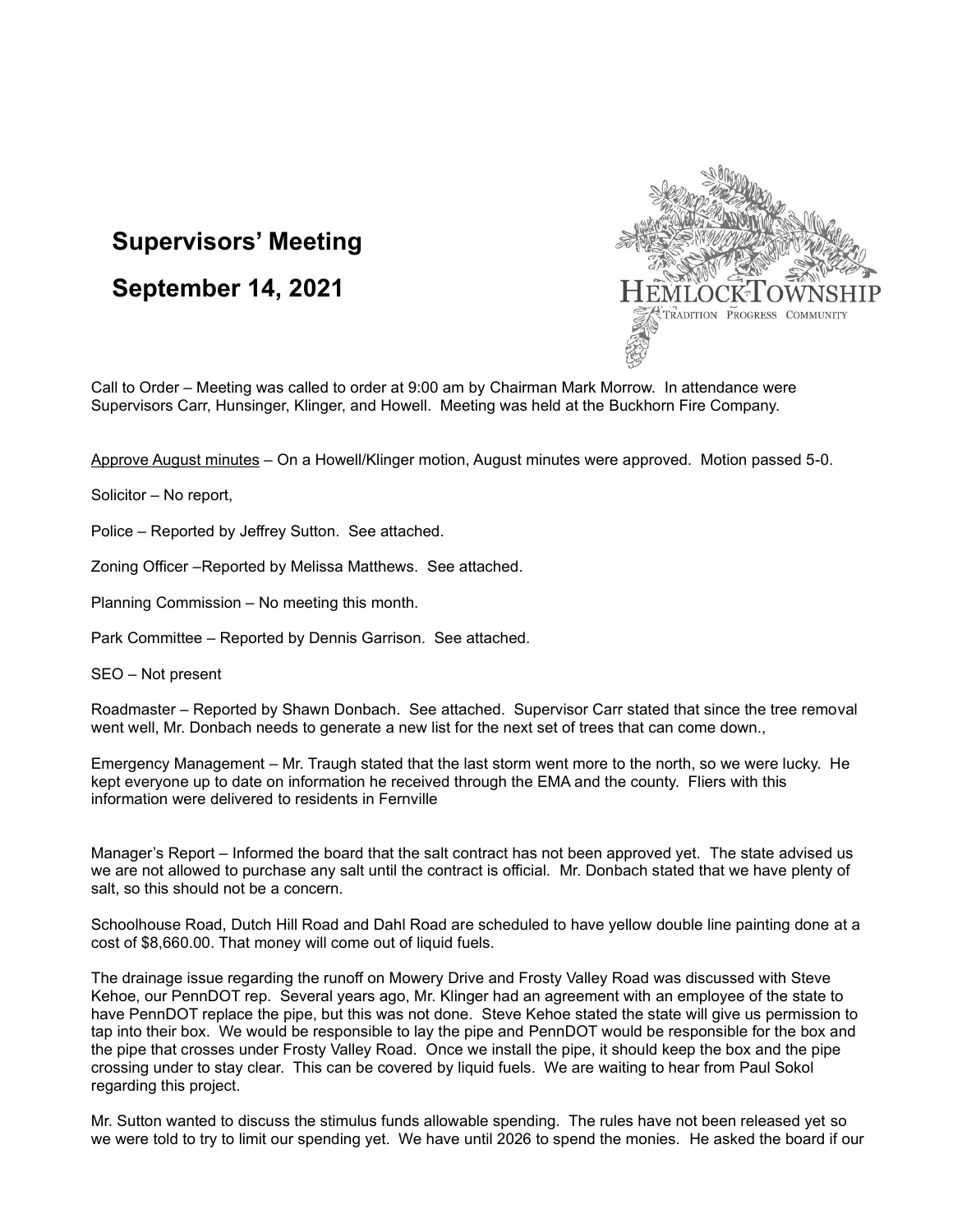# Supervisors' Meeting

# September 14, 2021

Call to Order – Meeting was called to order at 9:00 am by Chairman Mark Morrow. In attendance were Supervisors Carr, Hunsinger, Klinger, and Howell. Meeting was held at the Buckhorn Fire Company.

Approve August minutes – On a Howell/Klinger motion, August minutes were approved. Motion passed 5-0.

Solicitor – No report,

Police – Reported by Jeffrey Sutton. See attached.

Zoning Officer –Reported by Melissa Matthews. See attached.

Planning Commission – No meeting this month.

Park Committee – Reported by Dennis Garrison. See attached.

SEO – Not present

Roadmaster – Reported by Shawn Donbach. See attached. Supervisor Carr stated that since the tree removal went well, Mr. Donbach needs to generate a new list for the next set of trees that can come down.,

Emergency Management – Mr. Traugh stated that the last storm went more to the north, so we were lucky. He kept everyone up to date on information he received through the EMA and the county. Fliers with this information were delivered to residents in Fernville

Manager's Report – Informed the board that the salt contract has not been approved yet. The state advised us we are not allowed to purchase any salt until the contract is official. Mr. Donbach stated that we have plenty of salt, so this should not be a concern.

Schoolhouse Road, Dutch Hill Road and Dahl Road are scheduled to have yellow double line painting done at a cost of $8,660.00. That money will come out of liquid fuels.

The drainage issue regarding the runoff on Mowery Drive and Frosty Valley Road was discussed with Steve Kehoe, our PennDOT rep. Several years ago, Mr. Klinger had an agreement with an employee of the state to have PennDOT replace the pipe, but this was not done. Steve Kehoe stated the state will give us permission to tap into their box. We would be responsible to lay the pipe and PennDOT would be responsible for the box and the pipe that crosses under Frosty Valley Road. Once we install the pipe, it should keep the box and the pipe crossing under to stay clear. This can be covered by liquid fuels. We are waiting to hear from Paul Sokol regarding this project.

Mr. Sutton wanted to discuss the stimulus funds allowable spending. The rules have not been released yet so we were told to try to limit our spending yet. We have until 2026 to spend the monies. He asked the board if our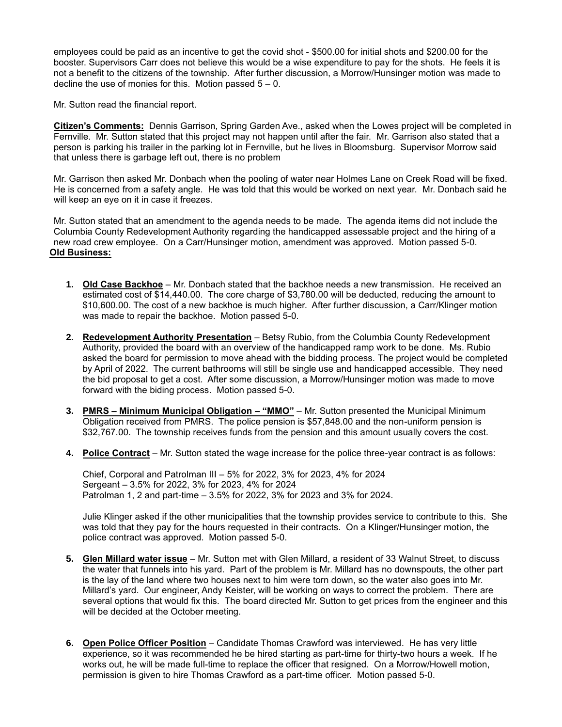employees could be paid as an incentive to get the covid shot - $500.00 for initial shots and $200.00 for the booster. Supervisors Carr does not believe this would be a wise expenditure to pay for the shots. He feels it is not a benefit to the citizens of the township. After further discussion, a Morrow/Hunsinger motion was made to decline the use of monies for this. Motion passed 5 – 0.

Mr. Sutton read the financial report.

**Citizen's Comments:** Dennis Garrison, Spring Garden Ave., asked when the Lowes project will be completed in Fernville. Mr. Sutton stated that this project may not happen until after the fair. Mr. Garrison also stated that a person is parking his trailer in the parking lot in Fernville, but he lives in Bloomsburg. Supervisor Morrow said that unless there is garbage left out, there is no problem

Mr. Garrison then asked Mr. Donbach when the pooling of water near Holmes Lane on Creek Road will be fixed. He is concerned from a safety angle. He was told that this would be worked on next year. Mr. Donbach said he will keep an eye on it in case it freezes.

Mr. Sutton stated that an amendment to the agenda needs to be made. The agenda items did not include the Columbia County Redevelopment Authority regarding the handicapped assessable project and the hiring of a new road crew employee. On a Carr/Hunsinger motion, amendment was approved. Motion passed 5-0.

**Old Business:**

1. **Old Case Backhoe** – Mr. Donbach stated that the backhoe needs a new transmission. He received an estimated cost of $14,440.00. The core charge of $3,780.00 will be deducted, reducing the amount to $10,600.00. The cost of a new backhoe is much higher. After further discussion, a Carr/Klinger motion was made to repair the backhoe. Motion passed 5-0.

2. **Redevelopment Authority Presentation** – Betsy Rubio, from the Columbia County Redevelopment Authority, provided the board with an overview of the handicapped ramp work to be done. Ms. Rubio asked the board for permission to move ahead with the bidding process. The project would be completed by April of 2022. The current bathrooms will still be single use and handicapped accessible. They need the bid proposal to get a cost. After some discussion, a Morrow/Hunsinger motion was made to move forward with the biding process. Motion passed 5-0.

3. **PMRS – Minimum Municipal Obligation – "MMO"** – Mr. Sutton presented the Municipal Minimum Obligation received from PMRS. The police pension is $57,848.00 and the non-uniform pension is $32,767.00. The township receives funds from the pension and this amount usually covers the cost.

4. **Police Contract** – Mr. Sutton stated the wage increase for the police three-year contract is as follows:

   Chief, Corporal and Patrolman III – 5% for 2022, 3% for 2023, 4% for 2024
   Sergeant – 3.5% for 2022, 3% for 2023, 4% for 2024
   Patrolman 1, 2 and part-time – 3.5% for 2022, 3% for 2023 and 3% for 2024.

   Julie Klinger asked if the other municipalities that the township provides service to contribute to this. She was told that they pay for the hours requested in their contracts. On a Klinger/Hunsinger motion, the police contract was approved. Motion passed 5-0.

5. **Glen Millard water issue** – Mr. Sutton met with Glen Millard, a resident of 33 Walnut Street, to discuss the water that funnels into his yard. Part of the problem is Mr. Millard has no downspouts, the other part is the lay of the land where two houses next to him were torn down, so the water also goes into Mr. Millard's yard. Our engineer, Andy Keister, will be working on ways to correct the problem. There are several options that would fix this. The board directed Mr. Sutton to get prices from the engineer and this will be decided at the October meeting.

6. **Open Police Officer Position** – Candidate Thomas Crawford was interviewed. He has very little experience, so it was recommended he be hired starting as part-time for thirty-two hours a week. If he works out, he will be made full-time to replace the officer that resigned. On a Morrow/Howell motion, permission is given to hire Thomas Crawford as a part-time officer. Motion passed 5-0.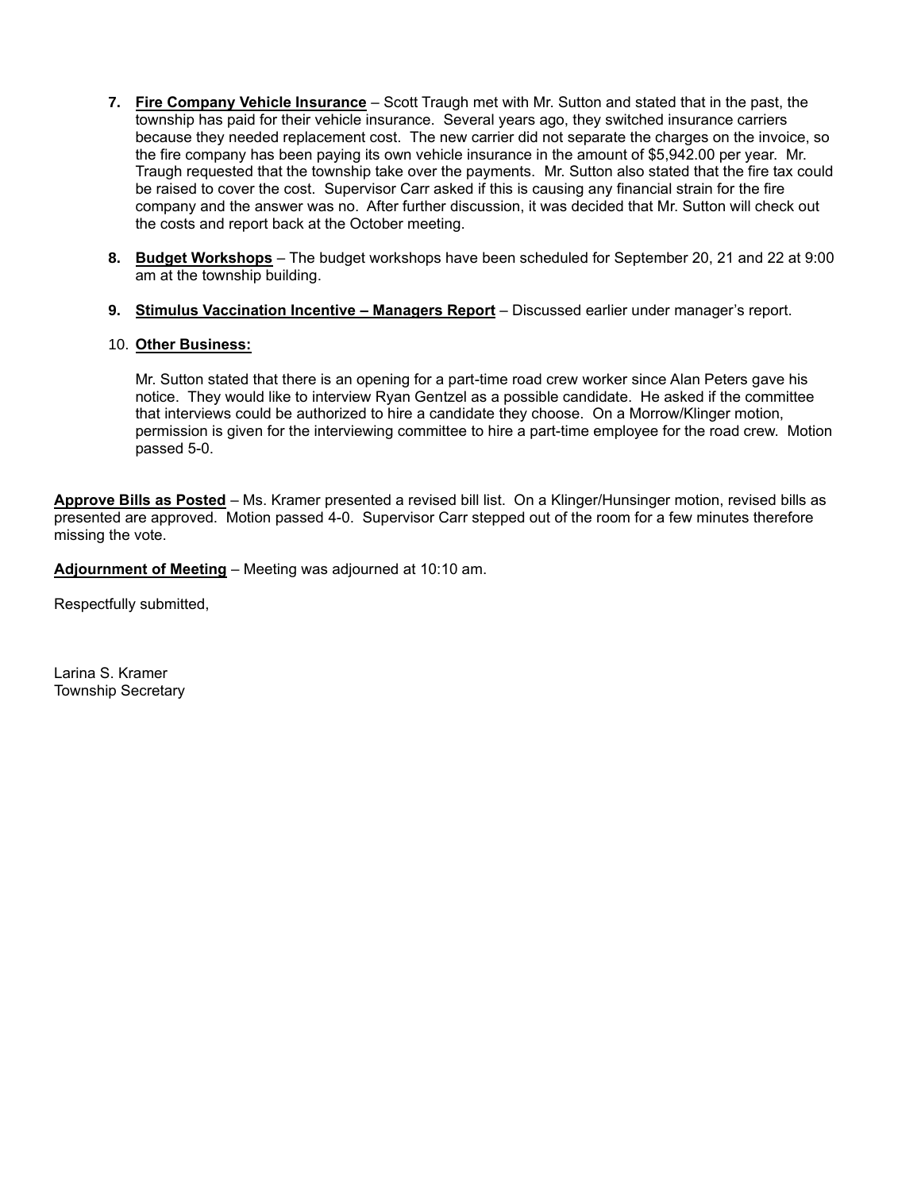7. **Fire Company Vehicle Insurance** – Scott Traugh met with Mr. Sutton and stated that in the past, the township has paid for their vehicle insurance. Several years ago, they switched insurance carriers because they needed replacement cost. The new carrier did not separate the charges on the invoice, so the fire company has been paying its own vehicle insurance in the amount of $5,942.00 per year. Mr. Traugh requested that the township take over the payments. Mr. Sutton also stated that the fire tax could be raised to cover the cost. Supervisor Carr asked if this is causing any financial strain for the fire company and the answer was no. After further discussion, it was decided that Mr. Sutton will check out the costs and report back at the October meeting.

8. **Budget Workshops** – The budget workshops have been scheduled for September 20, 21 and 22 at 9:00 am at the township building.

9. **Stimulus Vaccination Incentive – Managers Report** – Discussed earlier under manager's report.

10. **Other Business:**

    Mr. Sutton stated that there is an opening for a part-time road crew worker since Alan Peters gave his notice. They would like to interview Ryan Gentzel as a possible candidate. He asked if the committee that interviews could be authorized to hire a candidate they choose. On a Morrow/Klinger motion, permission is given for the interviewing committee to hire a part-time employee for the road crew. Motion passed 5-0.

**Approve Bills as Posted** – Ms. Kramer presented a revised bill list. On a Klinger/Hunsinger motion, revised bills as presented are approved. Motion passed 4-0. Supervisor Carr stepped out of the room for a few minutes therefore missing the vote.

**Adjournment of Meeting** – Meeting was adjourned at 10:10 am.

Respectfully submitted,

Larina S. Kramer
Township Secretary